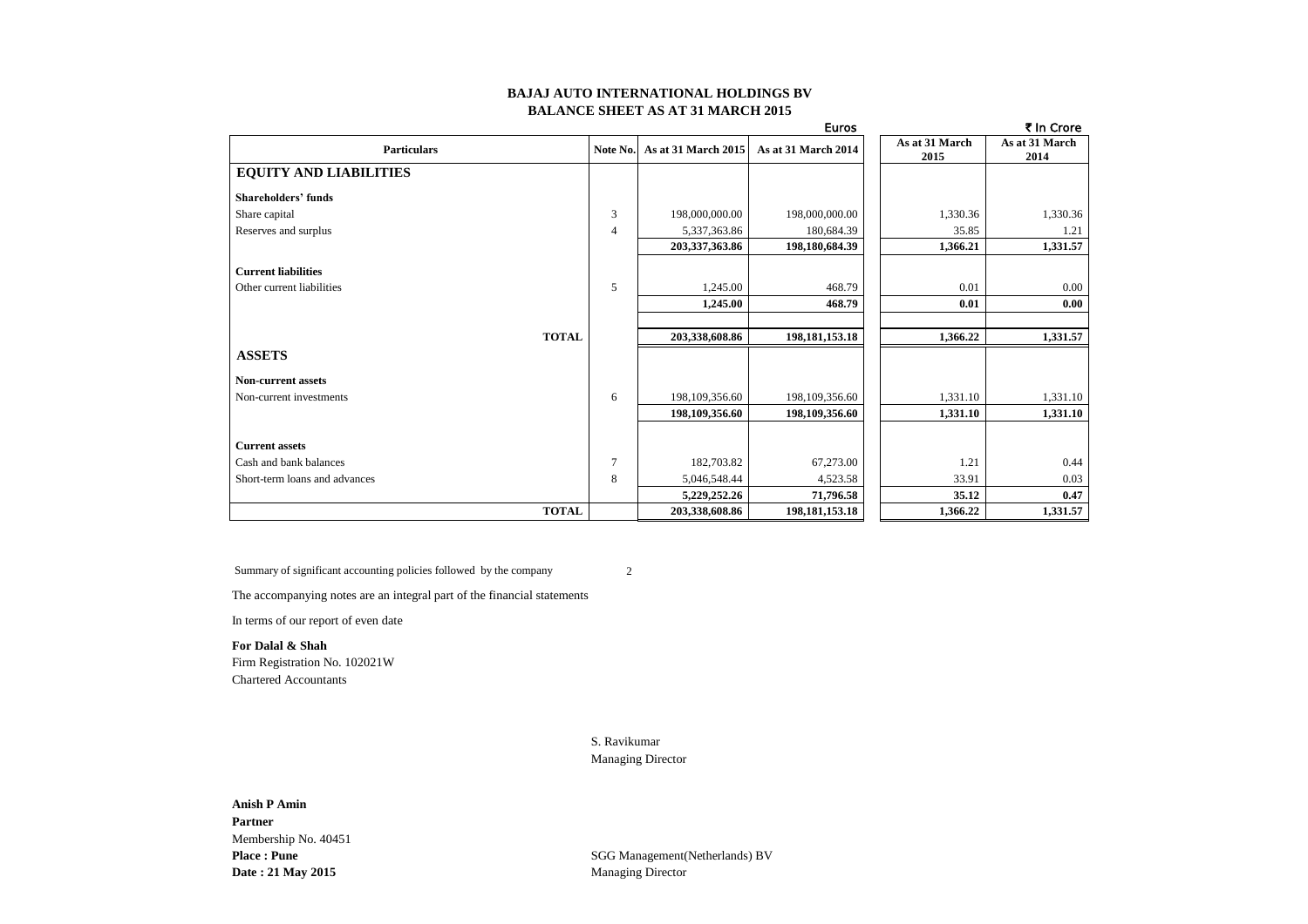# BAJAJ AUTO INTERNATIONAL HOLDINGS BV

## BALANCE SHEET AS AT 31 MARCH 2015

| | | Euros | | ₹ In Crore | |
|---|---|---|---|---|---|
| **Particulars** | **Note No.** | **As at 31 March 2015** | **As at 31 March 2014** | **As at 31 March 2015** | **As at 31 March 2014** |
| **EQUITY AND LIABILITIES** | | | | | |
| **Shareholders' funds** | | | | | |
| Share capital | 3 | 198,000,000.00 | 198,000,000.00 | 1,330.36 | 1,330.36 |
| Reserves and surplus | 4 | 5,337,363.86 | 180,684.39 | 35.85 | 1.21 |
| | | **203,337,363.86** | **198,180,684.39** | **1,366.21** | **1,331.57** |
| **Current liabilities** | | | | | |
| Other current liabilities | 5 | 1,245.00 | 468.79 | 0.01 | 0.00 |
| | | **1,245.00** | **468.79** | **0.01** | **0.00** |
| **TOTAL** | | **203,338,608.86** | **198,181,153.18** | **1,366.22** | **1,331.57** |
| **ASSETS** | | | | | |
| **Non-current assets** | | | | | |
| Non-current investments | 6 | 198,109,356.60 | 198,109,356.60 | 1,331.10 | 1,331.10 |
| | | **198,109,356.60** | **198,109,356.60** | **1,331.10** | **1,331.10** |
| **Current assets** | | | | | |
| Cash and bank balances | 7 | 182,703.82 | 67,273.00 | 1.21 | 0.44 |
| Short-term loans and advances | 8 | 5,046,548.44 | 4,523.58 | 33.91 | 0.03 |
| | | **5,229,252.26** | **71,796.58** | **35.12** | **0.47** |
| **TOTAL** | | **203,338,608.86** | **198,181,153.18** | **1,366.22** | **1,331.57** |

Summary of significant accounting policies followed by the company 2

The accompanying notes are an integral part of the financial statements

In terms of our report of even date

**For Dalal & Shah**
Firm Registration No. 102021W
Chartered Accountants

S. Ravikumar
Managing Director

**Anish P Amin**
**Partner**
Membership No. 40451
**Place : Pune**
**Date : 21 May 2015**

SGG Management(Netherlands) BV
Managing Director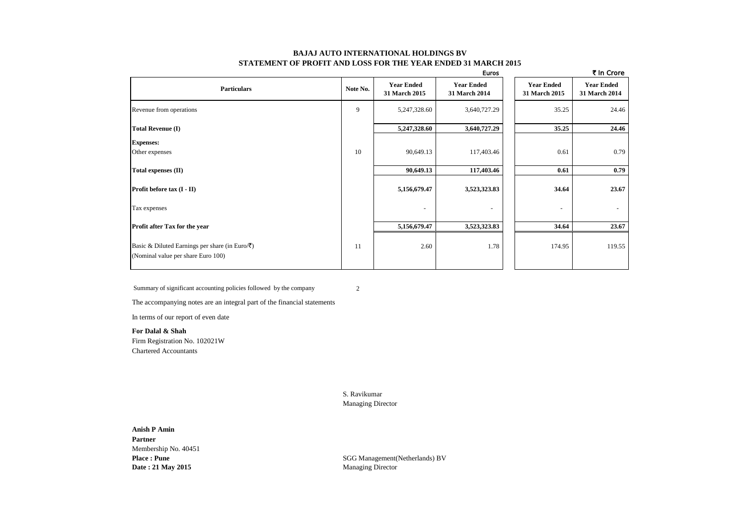**BAJAJ AUTO INTERNATIONAL HOLDINGS BV**

**STATEMENT OF PROFIT AND LOSS FOR THE YEAR ENDED 31 MARCH 2015**

| | | Euros | | ₹ In Crore | |
|---|---|---|---|---|---|
| **Particulars** | **Note No.** | **Year Ended 31 March 2015** | **Year Ended 31 March 2014** | **Year Ended 31 March 2015** | **Year Ended 31 March 2014** |
| Revenue from operations | 9 | 5,247,328.60 | 3,640,727.29 | 35.25 | 24.46 |
| **Total Revenue (I)** | | **5,247,328.60** | **3,640,727.29** | **35.25** | **24.46** |
| **Expenses:** | | | | | |
| Other expenses | 10 | 90,649.13 | 117,403.46 | 0.61 | 0.79 |
| **Total expenses (II)** | | **90,649.13** | **117,403.46** | **0.61** | **0.79** |
| **Profit before tax (I - II)** | | **5,156,679.47** | **3,523,323.83** | **34.64** | **23.67** |
| Tax expenses | | - | - | - | - |
| **Profit after Tax for the year** | | **5,156,679.47** | **3,523,323.83** | **34.64** | **23.67** |
| Basic & Diluted Earnings per share (in Euro/₹) (Nominal value per share Euro 100) | 11 | 2.60 | 1.78 | 174.95 | 119.55 |

Summary of significant accounting policies followed by the company 2

The accompanying notes are an integral part of the financial statements

In terms of our report of even date

**For Dalal & Shah**
Firm Registration No. 102021W
Chartered Accountants

S. Ravikumar
Managing Director

**Anish P Amin**
**Partner**
Membership No. 40451
**Place : Pune**
**Date : 21 May 2015**

SGG Management(Netherlands) BV
Managing Director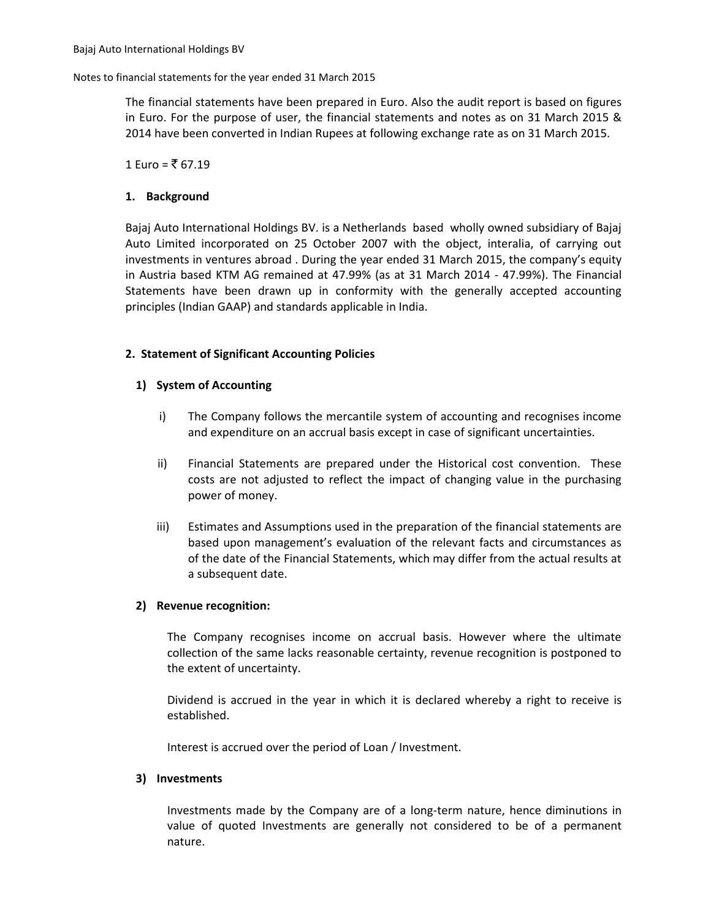The financial statements have been prepared in Euro. Also the audit report is based on figures in Euro. For the purpose of user, the financial statements and notes as on 31 March 2015 & 2014 have been converted in Indian Rupees at following exchange rate as on 31 March 2015.

1 Euro = ₹ 67.19

## 1. Background

Bajaj Auto International Holdings BV. is a Netherlands based wholly owned subsidiary of Bajaj Auto Limited incorporated on 25 October 2007 with the object, interalia, of carrying out investments in ventures abroad . During the year ended 31 March 2015, the company's equity in Austria based KTM AG remained at 47.99% (as at 31 March 2014 - 47.99%). The Financial Statements have been drawn up in conformity with the generally accepted accounting principles (Indian GAAP) and standards applicable in India.

## 2. Statement of Significant Accounting Policies

### 1) System of Accounting

i) The Company follows the mercantile system of accounting and recognises income and expenditure on an accrual basis except in case of significant uncertainties.

ii) Financial Statements are prepared under the Historical cost convention. These costs are not adjusted to reflect the impact of changing value in the purchasing power of money.

iii) Estimates and Assumptions used in the preparation of the financial statements are based upon management's evaluation of the relevant facts and circumstances as of the date of the Financial Statements, which may differ from the actual results at a subsequent date.

### 2) Revenue recognition:

The Company recognises income on accrual basis. However where the ultimate collection of the same lacks reasonable certainty, revenue recognition is postponed to the extent of uncertainty.

Dividend is accrued in the year in which it is declared whereby a right to receive is established.

Interest is accrued over the period of Loan / Investment.

### 3) Investments

Investments made by the Company are of a long-term nature, hence diminutions in value of quoted Investments are generally not considered to be of a permanent nature.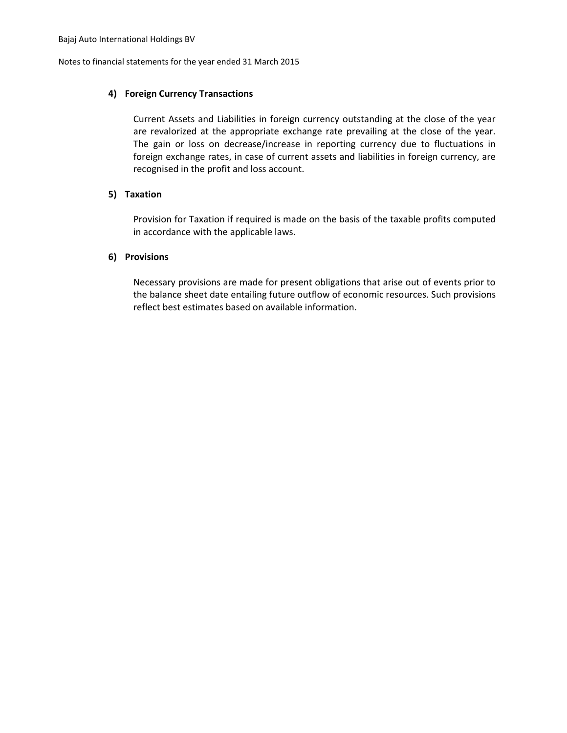#### 4) Foreign Currency Transactions

Current Assets and Liabilities in foreign currency outstanding at the close of the year are revalorized at the appropriate exchange rate prevailing at the close of the year. The gain or loss on decrease/increase in reporting currency due to fluctuations in foreign exchange rates, in case of current assets and liabilities in foreign currency, are recognised in the profit and loss account.

#### 5) Taxation

Provision for Taxation if required is made on the basis of the taxable profits computed in accordance with the applicable laws.

#### 6) Provisions

Necessary provisions are made for present obligations that arise out of events prior to the balance sheet date entailing future outflow of economic resources. Such provisions reflect best estimates based on available information.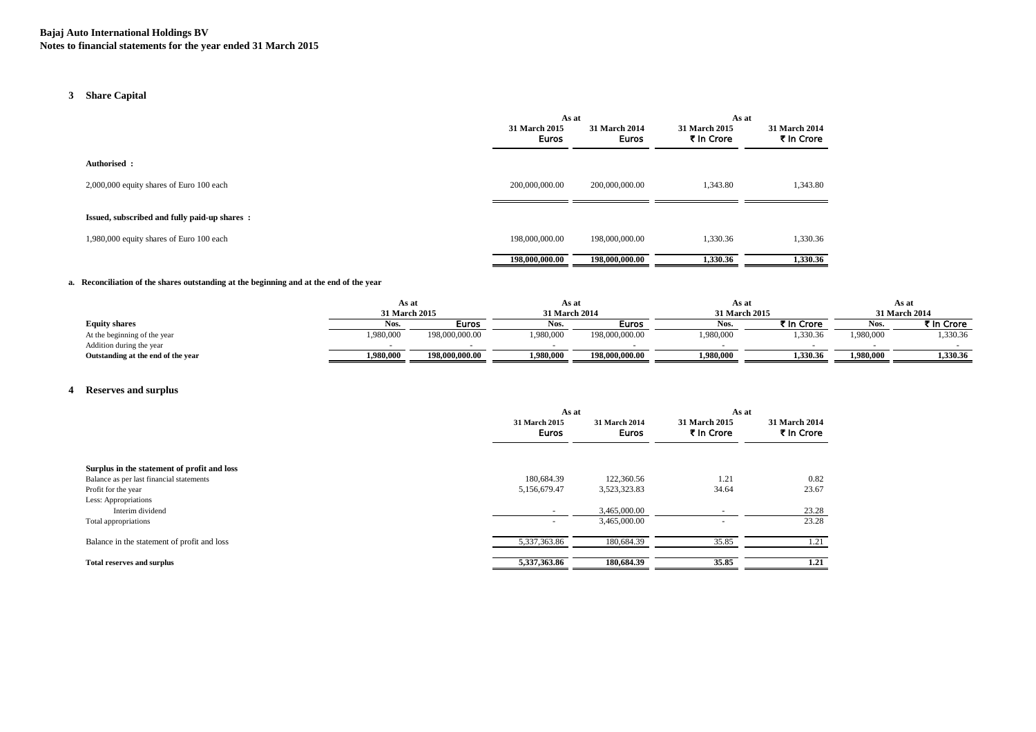**Bajaj Auto International Holdings BV**
**Notes to financial statements for the year ended 31 March 2015**

## 3 Share Capital

| | As at 31 March 2015 Euros | As at 31 March 2014 Euros | As at 31 March 2015 ₹ In Crore | As at 31 March 2014 ₹ In Crore |
|---|---|---|---|---|
| **Authorised :** | | | | |
| 2,000,000 equity shares of Euro 100 each | 200,000,000.00 | 200,000,000.00 | 1,343.80 | 1,343.80 |
| **Issued, subscribed and fully paid-up shares :** | | | | |
| 1,980,000 equity shares of Euro 100 each | 198,000,000.00 | 198,000,000.00 | 1,330.36 | 1,330.36 |
| | **198,000,000.00** | **198,000,000.00** | **1,330.36** | **1,330.36** |

**a. Reconciliation of the shares outstanding at the beginning and at the end of the year**

| | As at 31 March 2015 | | As at 31 March 2014 | | As at 31 March 2015 | | As at 31 March 2014 | |
|---|---|---|---|---|---|---|---|---|
| **Equity shares** | **Nos.** | **Euros** | **Nos.** | **Euros** | **Nos.** | **₹ In Crore** | **Nos.** | **₹ In Crore** |
| At the beginning of the year | 1,980,000 | 198,000,000.00 | 1,980,000 | 198,000,000.00 | 1,980,000 | 1,330.36 | 1,980,000 | 1,330.36 |
| Addition during the year | - | - | - | - | - | - | - | - |
| **Outstanding at the end of the year** | **1,980,000** | **198,000,000.00** | **1,980,000** | **198,000,000.00** | **1,980,000** | **1,330.36** | **1,980,000** | **1,330.36** |

## 4 Reserves and surplus

| | As at 31 March 2015 Euros | As at 31 March 2014 Euros | As at 31 March 2015 ₹ In Crore | As at 31 March 2014 ₹ In Crore |
|---|---|---|---|---|
| **Surplus in the statement of profit and loss** | | | | |
| Balance as per last financial statements | 180,684.39 | 122,360.56 | 1.21 | 0.82 |
| Profit for the year | 5,156,679.47 | 3,523,323.83 | 34.64 | 23.67 |
| Less: Appropriations | | | | |
| Interim dividend | - | 3,465,000.00 | - | 23.28 |
| Total appropriations | - | 3,465,000.00 | - | 23.28 |
| Balance in the statement of profit and loss | 5,337,363.86 | 180,684.39 | 35.85 | 1.21 |
| **Total reserves and surplus** | **5,337,363.86** | **180,684.39** | **35.85** | **1.21** |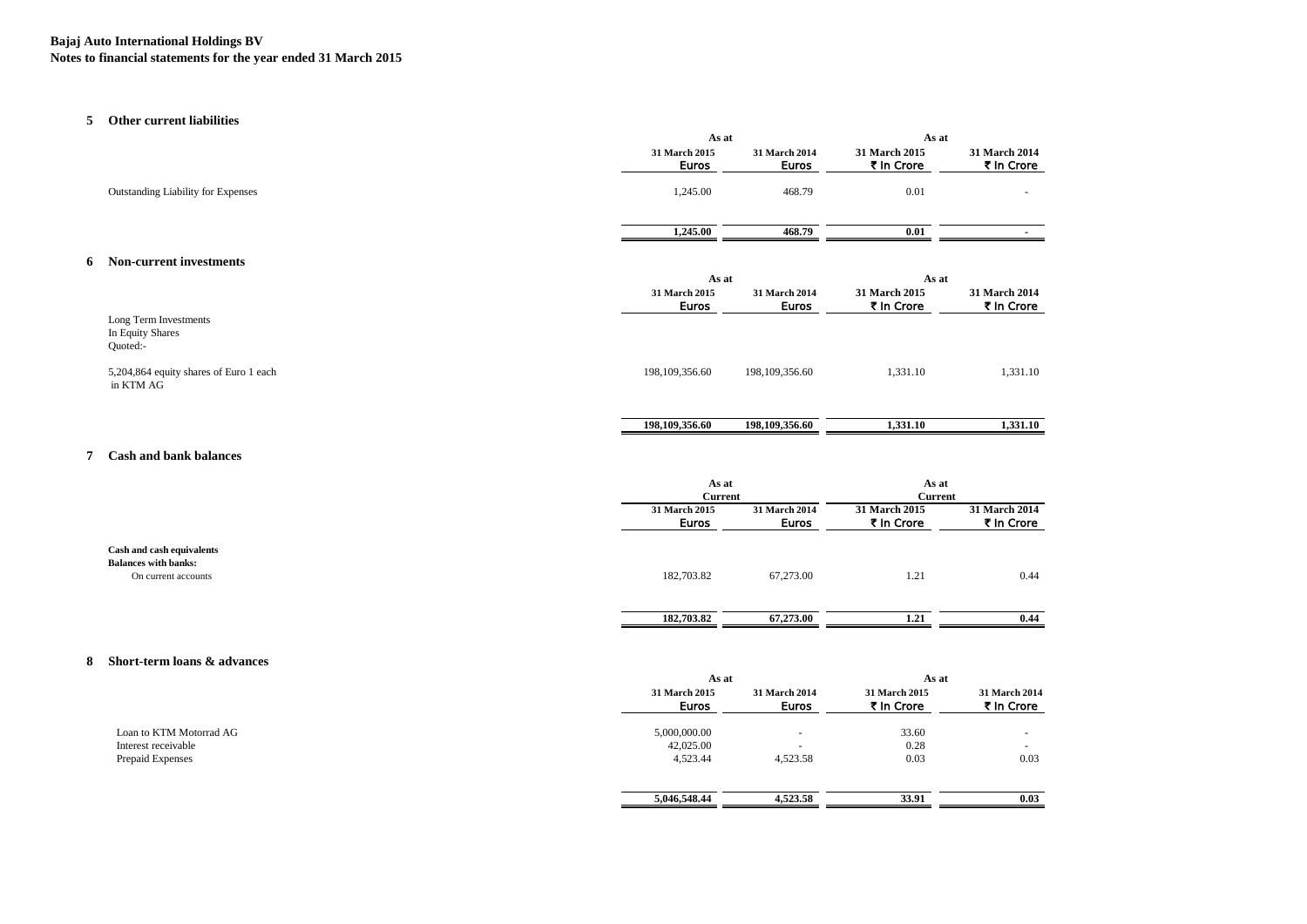**Bajaj Auto International Holdings BV**
**Notes to financial statements for the year ended 31 March 2015**

## 5 Other current liabilities

| | As at | | As at | |
|---|---|---|---|---|
| | 31 March 2015 Euros | 31 March 2014 Euros | 31 March 2015 ₹ In Crore | 31 March 2014 ₹ In Crore |
| Outstanding Liability for Expenses | 1,245.00 | 468.79 | 0.01 | - |
| | **1,245.00** | **468.79** | **0.01** | **-** |

## 6 Non-current investments

| | As at | | As at | |
|---|---|---|---|---|
| | 31 March 2015 Euros | 31 March 2014 Euros | 31 March 2015 ₹ In Crore | 31 March 2014 ₹ In Crore |
| Long Term Investments | | | | |
| In Equity Shares | | | | |
| Quoted:- | | | | |
| 5,204,864 equity shares of Euro 1 each in KTM AG | 198,109,356.60 | 198,109,356.60 | 1,331.10 | 1,331.10 |
| | **198,109,356.60** | **198,109,356.60** | **1,331.10** | **1,331.10** |

## 7 Cash and bank balances

| | As at Current | | As at Current | |
|---|---|---|---|---|
| | 31 March 2015 Euros | 31 March 2014 Euros | 31 March 2015 ₹ In Crore | 31 March 2014 ₹ In Crore |
| **Cash and cash equivalents** | | | | |
| **Balances with banks:** | | | | |
| On current accounts | 182,703.82 | 67,273.00 | 1.21 | 0.44 |
| | **182,703.82** | **67,273.00** | **1.21** | **0.44** |

## 8 Short-term loans & advances

| | As at | | As at | |
|---|---|---|---|---|
| | 31 March 2015 Euros | 31 March 2014 Euros | 31 March 2015 ₹ In Crore | 31 March 2014 ₹ In Crore |
| Loan to KTM Motorrad AG | 5,000,000.00 | - | 33.60 | - |
| Interest receivable | 42,025.00 | - | 0.28 | - |
| Prepaid Expenses | 4,523.44 | 4,523.58 | 0.03 | 0.03 |
| | **5,046,548.44** | **4,523.58** | **33.91** | **0.03** |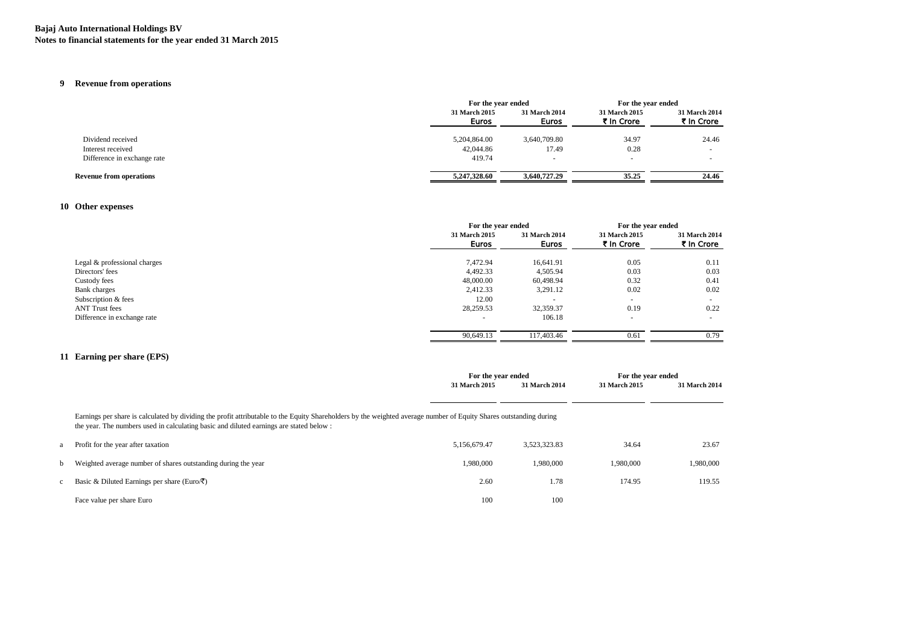**Bajaj Auto International Holdings BV**
**Notes to financial statements for the year ended 31 March 2015**

## 9 Revenue from operations

| | For the year ended | | For the year ended | |
|---|---|---|---|---|
| | 31 March 2015 Euros | 31 March 2014 Euros | 31 March 2015 ₹ In Crore | 31 March 2014 ₹ In Crore |
| Dividend received | 5,204,864.00 | 3,640,709.80 | 34.97 | 24.46 |
| Interest received | 42,044.86 | 17.49 | 0.28 | - |
| Difference in exchange rate | 419.74 | - | - | - |
| **Revenue from operations** | **5,247,328.60** | **3,640,727.29** | **35.25** | **24.46** |

## 10 Other expenses

| | For the year ended | | For the year ended | |
|---|---|---|---|---|
| | 31 March 2015 Euros | 31 March 2014 Euros | 31 March 2015 ₹ In Crore | 31 March 2014 ₹ In Crore |
| Legal & professional charges | 7,472.94 | 16,641.91 | 0.05 | 0.11 |
| Directors' fees | 4,492.33 | 4,505.94 | 0.03 | 0.03 |
| Custody fees | 48,000.00 | 60,498.94 | 0.32 | 0.41 |
| Bank charges | 2,412.33 | 3,291.12 | 0.02 | 0.02 |
| Subscription & fees | 12.00 | - | - | - |
| ANT Trust fees | 28,259.53 | 32,359.37 | 0.19 | 0.22 |
| Difference in exchange rate | - | 106.18 | - | - |
| | 90,649.13 | 117,403.46 | 0.61 | 0.79 |

## 11 Earning per share (EPS)

Earnings per share is calculated by dividing the profit attributable to the Equity Shareholders by the weighted average number of Equity Shares outstanding during the year. The numbers used in calculating basic and diluted earnings are stated below :

| | | For the year ended | | For the year ended | |
|---|---|---|---|---|---|
| | | 31 March 2015 | 31 March 2014 | 31 March 2015 | 31 March 2014 |
| a | Profit for the year after taxation | 5,156,679.47 | 3,523,323.83 | 34.64 | 23.67 |
| b | Weighted average number of shares outstanding during the year | 1,980,000 | 1,980,000 | 1,980,000 | 1,980,000 |
| c | Basic & Diluted Earnings per share (Euro/₹) | 2.60 | 1.78 | 174.95 | 119.55 |
| | Face value per share Euro | 100 | 100 | | |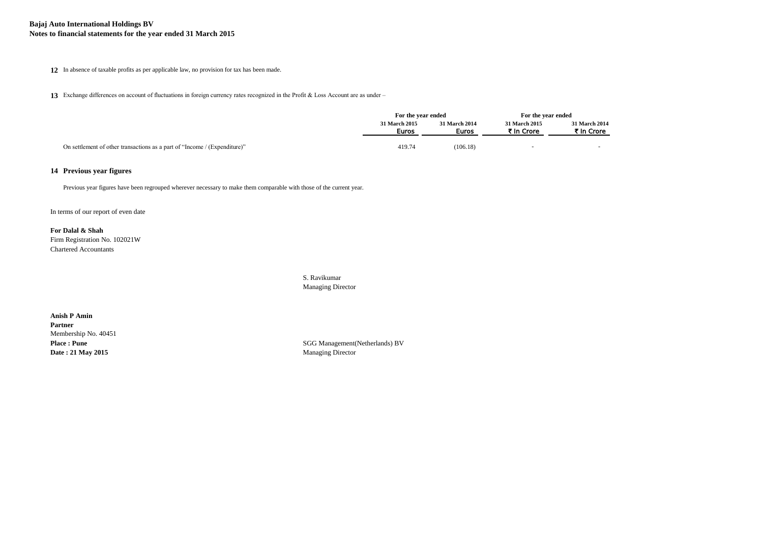**Bajaj Auto International Holdings BV**
**Notes to financial statements for the year ended 31 March 2015**

**12** In absence of taxable profits as per applicable law, no provision for tax has been made.

**13** Exchange differences on account of fluctuations in foreign currency rates recognized in the Profit & Loss Account are as under –

| | For the year ended | | For the year ended | |
|---|---|---|---|---|
| | 31 March 2015 Euros | 31 March 2014 Euros | 31 March 2015 ₹ In Crore | 31 March 2014 ₹ In Crore |
| On settlement of other transactions as a part of "Income / (Expenditure)" | 419.74 | (106.18) | - | - |

**14 Previous year figures**

Previous year figures have been regrouped wherever necessary to make them comparable with those of the current year.

In terms of our report of even date

**For Dalal & Shah**
Firm Registration No. 102021W
Chartered Accountants

S. Ravikumar
Managing Director

**Anish P Amin**
**Partner**
Membership No. 40451
**Place : Pune**
**Date : 21 May 2015**

SGG Management(Netherlands) BV
Managing Director